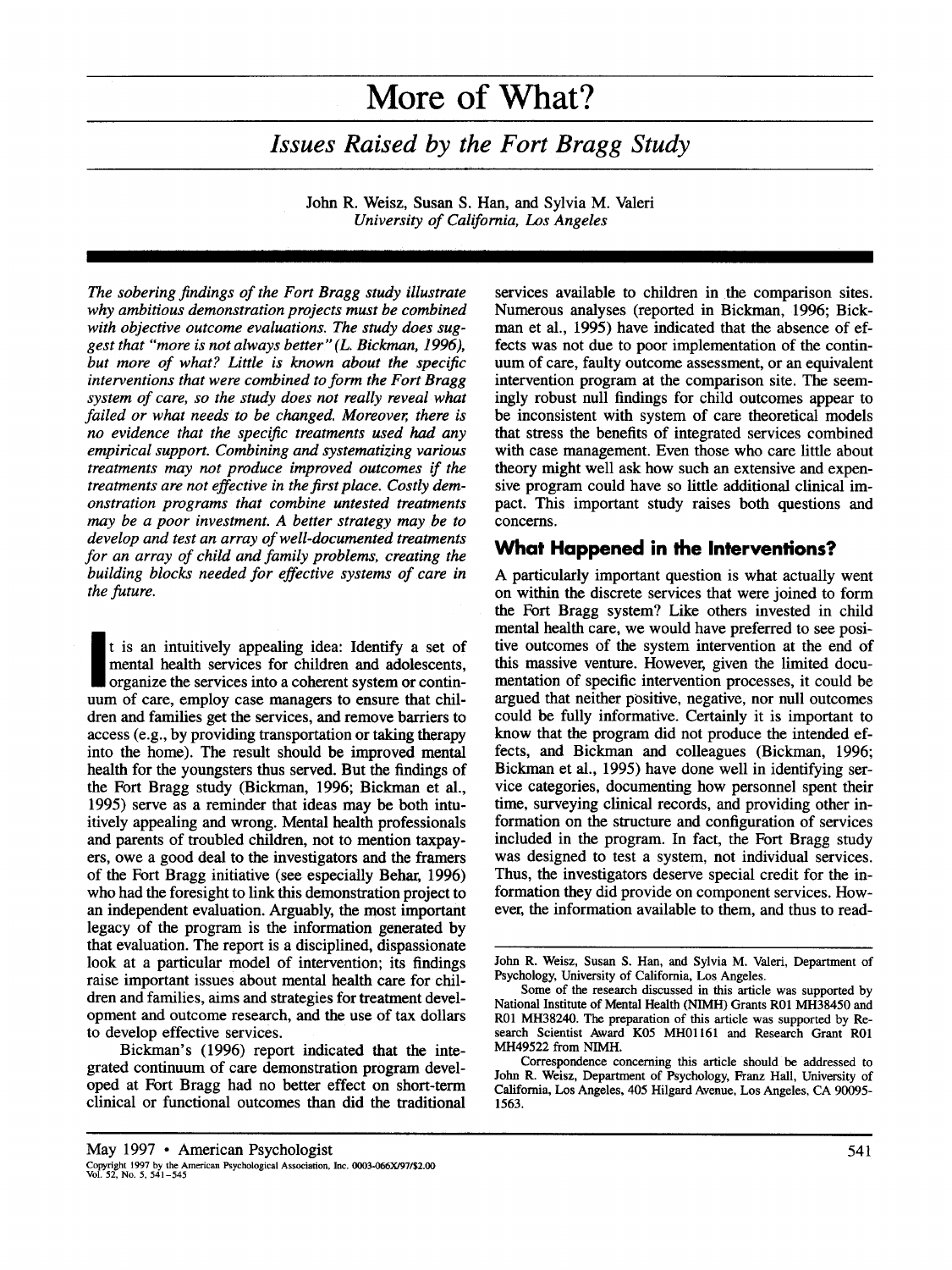# More of What?

## *Issues Raised by the Fort Bragg Study*

John R. Weisz, Susan S. Han, and Sylvia M. Valeri
*University of California, Los Angeles*

*The sobering findings of the Fort Bragg study illustrate why ambitious demonstration projects must be combined with objective outcome evaluations. The study does suggest that "more is not always better" (L. Bickman, 1996), but more of what? Little is known about the specific interventions that were combined to form the Fort Bragg system of care, so the study does not really reveal what failed or what needs to be changed. Moreover, there is no evidence that the specific treatments used had any empirical support. Combining and systematizing various treatments may not produce improved outcomes if the treatments are not effective in the first place. Costly demonstration programs that combine untested treatments may be a poor investment. A better strategy may be to develop and test an array of well-documented treatments for an array of child and family problems, creating the building blocks needed for effective systems of care in the future.*

It is an intuitively appealing idea: Identify a set of mental health services for children and adolescents, organize the services into a coherent system or continuum of care, employ case managers to ensure that children and families get the services, and remove barriers to access (e.g., by providing transportation or taking therapy into the home). The result should be improved mental health for the youngsters thus served. But the findings of the Fort Bragg study (Bickman, 1996; Bickman et al., 1995) serve as a reminder that ideas may be both intuitively appealing and wrong. Mental health professionals and parents of troubled children, not to mention taxpayers, owe a good deal to the investigators and the framers of the Fort Bragg initiative (see especially Behar, 1996) who had the foresight to link this demonstration project to an independent evaluation. Arguably, the most important legacy of the program is the information generated by that evaluation. The report is a disciplined, dispassionate look at a particular model of intervention; its findings raise important issues about mental health care for children and families, aims and strategies for treatment development and outcome research, and the use of tax dollars to develop effective services.

Bickman's (1996) report indicated that the integrated continuum of care demonstration program developed at Fort Bragg had no better effect on short-term clinical or functional outcomes than did the traditional services available to children in the comparison sites. Numerous analyses (reported in Bickman, 1996; Bickman et al., 1995) have indicated that the absence of effects was not due to poor implementation of the continuum of care, faulty outcome assessment, or an equivalent intervention program at the comparison site. The seemingly robust null findings for child outcomes appear to be inconsistent with system of care theoretical models that stress the benefits of integrated services combined with case management. Even those who care little about theory might well ask how such an extensive and expensive program could have so little additional clinical impact. This important study raises both questions and concerns.

## What Happened in the Interventions?

A particularly important question is what actually went on within the discrete services that were joined to form the Fort Bragg system? Like others invested in child mental health care, we would have preferred to see positive outcomes of the system intervention at the end of this massive venture. However, given the limited documentation of specific intervention processes, it could be argued that neither positive, negative, nor null outcomes could be fully informative. Certainly it is important to know that the program did not produce the intended effects, and Bickman and colleagues (Bickman, 1996; Bickman et al., 1995) have done well in identifying service categories, documenting how personnel spent their time, surveying clinical records, and providing other information on the structure and configuration of services included in the program. In fact, the Fort Bragg study was designed to test a system, not individual services. Thus, the investigators deserve special credit for the information they did provide on component services. However, the information available to them, and thus to read-

---

John R. Weisz, Susan S. Han, and Sylvia M. Valeri, Department of Psychology, University of California, Los Angeles.

Some of the research discussed in this article was supported by National Institute of Mental Health (NIMH) Grants R01 MH38450 and R01 MH38240. The preparation of this article was supported by Research Scientist Award K05 MH01161 and Research Grant R01 MH49522 from NIMH.

Correspondence concerning this article should be addressed to John R. Weisz, Department of Psychology, Franz Hall, University of California, Los Angeles, 405 Hilgard Avenue, Los Angeles, CA 90095-1563.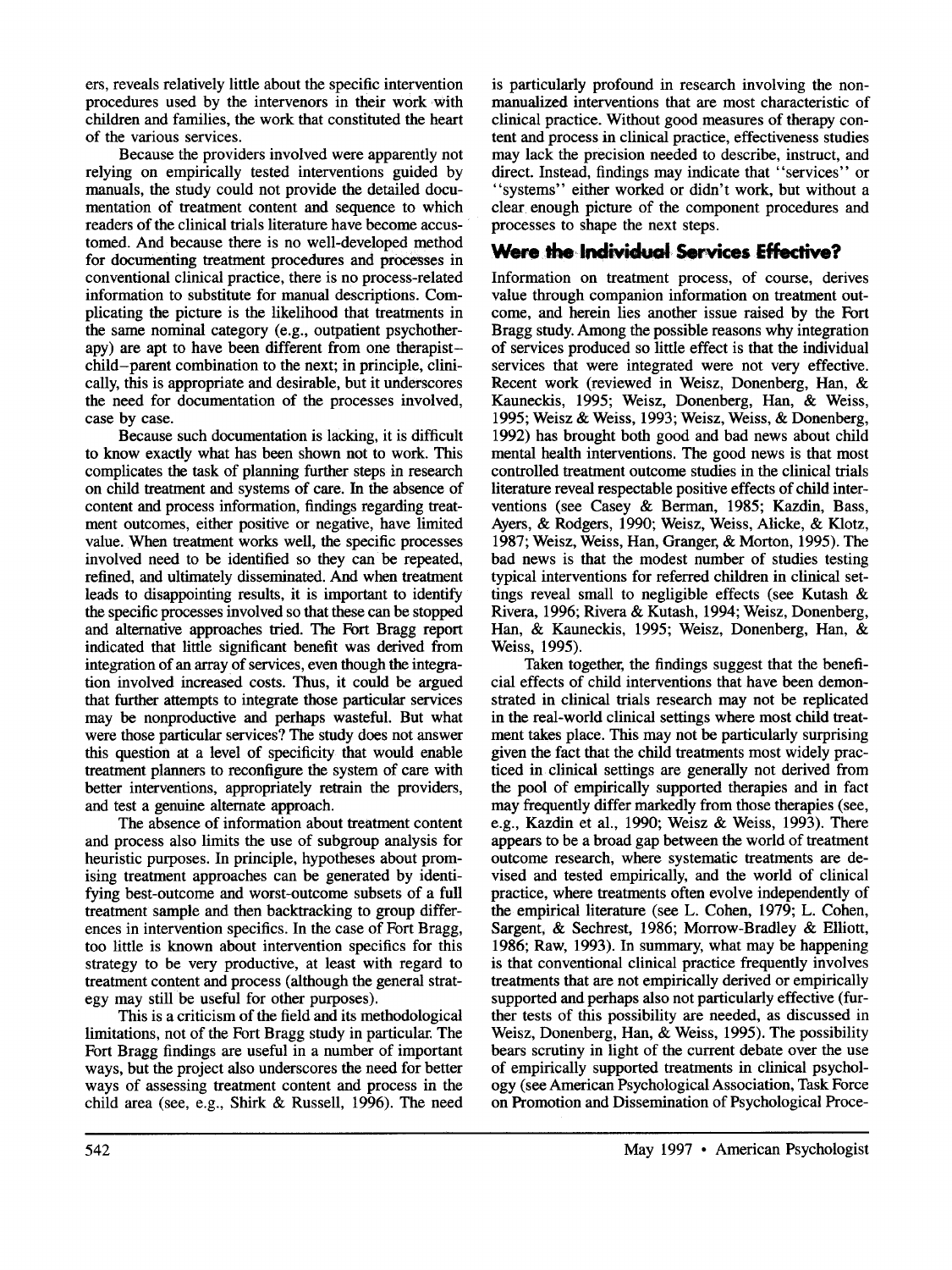ers, reveals relatively little about the specific intervention procedures used by the intervenors in their work with children and families, the work that constituted the heart of the various services.

Because the providers involved were apparently not relying on empirically tested interventions guided by manuals, the study could not provide the detailed documentation of treatment content and sequence to which readers of the clinical trials literature have become accustomed. And because there is no well-developed method for documenting treatment procedures and processes in conventional clinical practice, there is no process-related information to substitute for manual descriptions. Complicating the picture is the likelihood that treatments in the same nominal category (e.g., outpatient psychotherapy) are apt to have been different from one therapist–child–parent combination to the next; in principle, clinically, this is appropriate and desirable, but it underscores the need for documentation of the processes involved, case by case.

Because such documentation is lacking, it is difficult to know exactly what has been shown not to work. This complicates the task of planning further steps in research on child treatment and systems of care. In the absence of content and process information, findings regarding treatment outcomes, either positive or negative, have limited value. When treatment works well, the specific processes involved need to be identified so they can be repeated, refined, and ultimately disseminated. And when treatment leads to disappointing results, it is important to identify the specific processes involved so that these can be stopped and alternative approaches tried. The Fort Bragg report indicated that little significant benefit was derived from integration of an array of services, even though the integration involved increased costs. Thus, it could be argued that further attempts to integrate those particular services may be nonproductive and perhaps wasteful. But what were those particular services? The study does not answer this question at a level of specificity that would enable treatment planners to reconfigure the system of care with better interventions, appropriately retrain the providers, and test a genuine alternate approach.

The absence of information about treatment content and process also limits the use of subgroup analysis for heuristic purposes. In principle, hypotheses about promising treatment approaches can be generated by identifying best-outcome and worst-outcome subsets of a full treatment sample and then backtracking to group differences in intervention specifics. In the case of Fort Bragg, too little is known about intervention specifics for this strategy to be very productive, at least with regard to treatment content and process (although the general strategy may still be useful for other purposes).

This is a criticism of the field and its methodological limitations, not of the Fort Bragg study in particular. The Fort Bragg findings are useful in a number of important ways, but the project also underscores the need for better ways of assessing treatment content and process in the child area (see, e.g., Shirk & Russell, 1996). The need is particularly profound in research involving the non-manualized interventions that are most characteristic of clinical practice. Without good measures of therapy content and process in clinical practice, effectiveness studies may lack the precision needed to describe, instruct, and direct. Instead, findings may indicate that "services" or "systems" either worked or didn't work, but without a clear enough picture of the component procedures and processes to shape the next steps.

## Were the Individual Services Effective?

Information on treatment process, of course, derives value through companion information on treatment outcome, and herein lies another issue raised by the Fort Bragg study. Among the possible reasons why integration of services produced so little effect is that the individual services that were integrated were not very effective. Recent work (reviewed in Weisz, Donenberg, Han, & Kauneckis, 1995; Weisz, Donenberg, Han, & Weiss, 1995; Weisz & Weiss, 1993; Weisz, Weiss, & Donenberg, 1992) has brought both good and bad news about child mental health interventions. The good news is that most controlled treatment outcome studies in the clinical trials literature reveal respectable positive effects of child interventions (see Casey & Berman, 1985; Kazdin, Bass, Ayers, & Rodgers, 1990; Weisz, Weiss, Alicke, & Klotz, 1987; Weisz, Weiss, Han, Granger, & Morton, 1995). The bad news is that the modest number of studies testing typical interventions for referred children in clinical settings reveal small to negligible effects (see Kutash & Rivera, 1996; Rivera & Kutash, 1994; Weisz, Donenberg, Han, & Kauneckis, 1995; Weisz, Donenberg, Han, & Weiss, 1995).

Taken together, the findings suggest that the beneficial effects of child interventions that have been demonstrated in clinical trials research may not be replicated in the real-world clinical settings where most child treatment takes place. This may not be particularly surprising given the fact that the child treatments most widely practiced in clinical settings are generally not derived from the pool of empirically supported therapies and in fact may frequently differ markedly from those therapies (see, e.g., Kazdin et al., 1990; Weisz & Weiss, 1993). There appears to be a broad gap between the world of treatment outcome research, where systematic treatments are devised and tested empirically, and the world of clinical practice, where treatments often evolve independently of the empirical literature (see L. Cohen, 1979; L. Cohen, Sargent, & Sechrest, 1986; Morrow-Bradley & Elliott, 1986; Raw, 1993). In summary, what may be happening is that conventional clinical practice frequently involves treatments that are not empirically derived or empirically supported and perhaps also not particularly effective (further tests of this possibility are needed, as discussed in Weisz, Donenberg, Han, & Weiss, 1995). The possibility bears scrutiny in light of the current debate over the use of empirically supported treatments in clinical psychology (see American Psychological Association, Task Force on Promotion and Dissemination of Psychological Proce-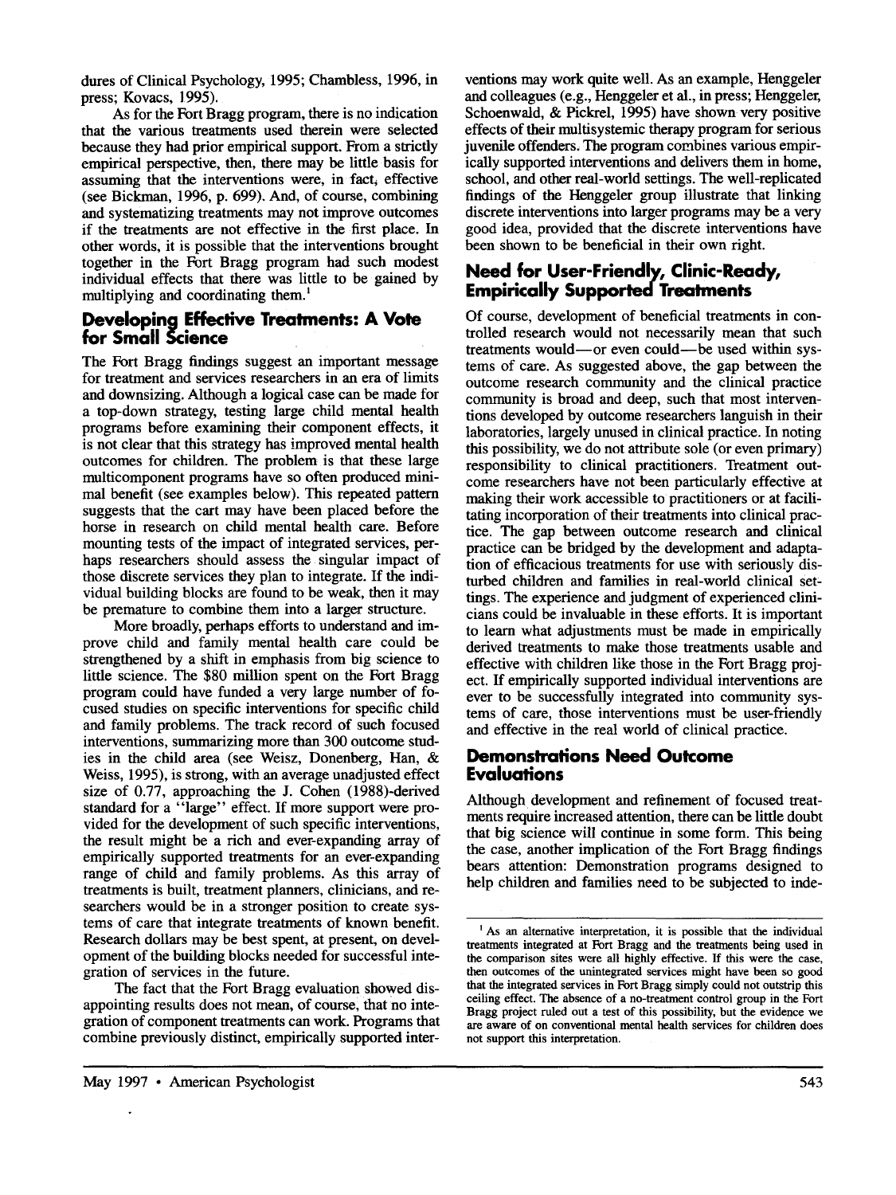dures of Clinical Psychology, 1995; Chambless, 1996, in press; Kovacs, 1995).

As for the Fort Bragg program, there is no indication that the various treatments used therein were selected because they had prior empirical support. From a strictly empirical perspective, then, there may be little basis for assuming that the interventions were, in fact, effective (see Bickman, 1996, p. 699). And, of course, combining and systematizing treatments may not improve outcomes if the treatments are not effective in the first place. In other words, it is possible that the interventions brought together in the Fort Bragg program had such modest individual effects that there was little to be gained by multiplying and coordinating them.[1]

## Developing Effective Treatments: A Vote for Small Science

The Fort Bragg findings suggest an important message for treatment and services researchers in an era of limits and downsizing. Although a logical case can be made for a top-down strategy, testing large child mental health programs before examining their component effects, it is not clear that this strategy has improved mental health outcomes for children. The problem is that these large multicomponent programs have so often produced minimal benefit (see examples below). This repeated pattern suggests that the cart may have been placed before the horse in research on child mental health care. Before mounting tests of the impact of integrated services, perhaps researchers should assess the singular impact of those discrete services they plan to integrate. If the individual building blocks are found to be weak, then it may be premature to combine them into a larger structure.

More broadly, perhaps efforts to understand and improve child and family mental health care could be strengthened by a shift in emphasis from big science to little science. The $80 million spent on the Fort Bragg program could have funded a very large number of focused studies on specific interventions for specific child and family problems. The track record of such focused interventions, summarizing more than 300 outcome studies in the child area (see Weisz, Donenberg, Han, & Weiss, 1995), is strong, with an average unadjusted effect size of 0.77, approaching the J. Cohen (1988)-derived standard for a "large" effect. If more support were provided for the development of such specific interventions, the result might be a rich and ever-expanding array of empirically supported treatments for an ever-expanding range of child and family problems. As this array of treatments is built, treatment planners, clinicians, and researchers would be in a stronger position to create systems of care that integrate treatments of known benefit. Research dollars may be best spent, at present, on development of the building blocks needed for successful integration of services in the future.

The fact that the Fort Bragg evaluation showed disappointing results does not mean, of course, that no integration of component treatments can work. Programs that combine previously distinct, empirically supported interventions may work quite well. As an example, Henggeler and colleagues (e.g., Henggeler et al., in press; Henggeler, Schoenwald, & Pickrel, 1995) have shown very positive effects of their multisystemic therapy program for serious juvenile offenders. The program combines various empirically supported interventions and delivers them in home, school, and other real-world settings. The well-replicated findings of the Henggeler group illustrate that linking discrete interventions into larger programs may be a very good idea, provided that the discrete interventions have been shown to be beneficial in their own right.

## Need for User-Friendly, Clinic-Ready, Empirically Supported Treatments

Of course, development of beneficial treatments in controlled research would not necessarily mean that such treatments would—or even could—be used within systems of care. As suggested above, the gap between the outcome research community and the clinical practice community is broad and deep, such that most interventions developed by outcome researchers languish in their laboratories, largely unused in clinical practice. In noting this possibility, we do not attribute sole (or even primary) responsibility to clinical practitioners. Treatment outcome researchers have not been particularly effective at making their work accessible to practitioners or at facilitating incorporation of their treatments into clinical practice. The gap between outcome research and clinical practice can be bridged by the development and adaptation of efficacious treatments for use with seriously disturbed children and families in real-world clinical settings. The experience and judgment of experienced clinicians could be invaluable in these efforts. It is important to learn what adjustments must be made in empirically derived treatments to make those treatments usable and effective with children like those in the Fort Bragg project. If empirically supported individual interventions are ever to be successfully integrated into community systems of care, those interventions must be user-friendly and effective in the real world of clinical practice.

## Demonstrations Need Outcome Evaluations

Although development and refinement of focused treatments require increased attention, there can be little doubt that big science will continue in some form. This being the case, another implication of the Fort Bragg findings bears attention: Demonstration programs designed to help children and families need to be subjected to inde-

---

[1] As an alternative interpretation, it is possible that the individual treatments integrated at Fort Bragg and the treatments being used in the comparison sites were all highly effective. If this were the case, then outcomes of the unintegrated services might have been so good that the integrated services in Fort Bragg simply could not outstrip this ceiling effect. The absence of a no-treatment control group in the Fort Bragg project ruled out a test of this possibility, but the evidence we are aware of on conventional mental health services for children does not support this interpretation.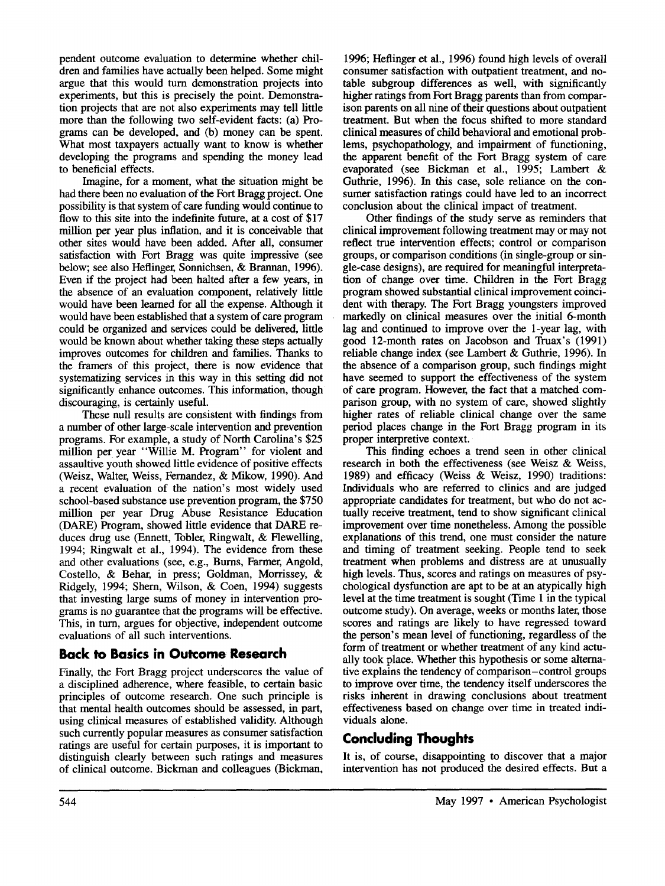pendent outcome evaluation to determine whether children and families have actually been helped. Some might argue that this would turn demonstration projects into experiments, but this is precisely the point. Demonstration projects that are not also experiments may tell little more than the following two self-evident facts: (a) Programs can be developed, and (b) money can be spent. What most taxpayers actually want to know is whether developing the programs and spending the money lead to beneficial effects.

Imagine, for a moment, what the situation might be had there been no evaluation of the Fort Bragg project. One possibility is that system of care funding would continue to flow to this site into the indefinite future, at a cost of $17 million per year plus inflation, and it is conceivable that other sites would have been added. After all, consumer satisfaction with Fort Bragg was quite impressive (see below; see also Heflinger, Sonnichsen, & Brannan, 1996). Even if the project had been halted after a few years, in the absence of an evaluation component, relatively little would have been learned for all the expense. Although it would have been established that a system of care program could be organized and services could be delivered, little would be known about whether taking these steps actually improves outcomes for children and families. Thanks to the framers of this project, there is now evidence that systematizing services in this way in this setting did not significantly enhance outcomes. This information, though discouraging, is certainly useful.

These null results are consistent with findings from a number of other large-scale intervention and prevention programs. For example, a study of North Carolina's $25 million per year "Willie M. Program" for violent and assaultive youth showed little evidence of positive effects (Weisz, Walter, Weiss, Fernandez, & Mikow, 1990). And a recent evaluation of the nation's most widely used school-based substance use prevention program, the $750 million per year Drug Abuse Resistance Education (DARE) Program, showed little evidence that DARE reduces drug use (Ennett, Tobler, Ringwalt, & Flewelling, 1994; Ringwalt et al., 1994). The evidence from these and other evaluations (see, e.g., Burns, Farmer, Angold, Costello, & Behar, in press; Goldman, Morrissey, & Ridgely, 1994; Shern, Wilson, & Coen, 1994) suggests that investing large sums of money in intervention programs is no guarantee that the programs will be effective. This, in turn, argues for objective, independent outcome evaluations of all such interventions.

## Back to Basics in Outcome Research

Finally, the Fort Bragg project underscores the value of a disciplined adherence, where feasible, to certain basic principles of outcome research. One such principle is that mental health outcomes should be assessed, in part, using clinical measures of established validity. Although such currently popular measures as consumer satisfaction ratings are useful for certain purposes, it is important to distinguish clearly between such ratings and measures of clinical outcome. Bickman and colleagues (Bickman, 1996; Heflinger et al., 1996) found high levels of overall consumer satisfaction with outpatient treatment, and notable subgroup differences as well, with significantly higher ratings from Fort Bragg parents than from comparison parents on all nine of their questions about outpatient treatment. But when the focus shifted to more standard clinical measures of child behavioral and emotional problems, psychopathology, and impairment of functioning, the apparent benefit of the Fort Bragg system of care evaporated (see Bickman et al., 1995; Lambert & Guthrie, 1996). In this case, sole reliance on the consumer satisfaction ratings could have led to an incorrect conclusion about the clinical impact of treatment.

Other findings of the study serve as reminders that clinical improvement following treatment may or may not reflect true intervention effects; control or comparison groups, or comparison conditions (in single-group or single-case designs), are required for meaningful interpretation of change over time. Children in the Fort Bragg program showed substantial clinical improvement coincident with therapy. The Fort Bragg youngsters improved markedly on clinical measures over the initial 6-month lag and continued to improve over the 1-year lag, with good 12-month rates on Jacobson and Truax's (1991) reliable change index (see Lambert & Guthrie, 1996). In the absence of a comparison group, such findings might have seemed to support the effectiveness of the system of care program. However, the fact that a matched comparison group, with no system of care, showed slightly higher rates of reliable clinical change over the same period places change in the Fort Bragg program in its proper interpretive context.

This finding echoes a trend seen in other clinical research in both the effectiveness (see Weisz & Weiss, 1989) and efficacy (Weiss & Weisz, 1990) traditions: Individuals who are referred to clinics and are judged appropriate candidates for treatment, but who do not actually receive treatment, tend to show significant clinical improvement over time nonetheless. Among the possible explanations of this trend, one must consider the nature and timing of treatment seeking. People tend to seek treatment when problems and distress are at unusually high levels. Thus, scores and ratings on measures of psychological dysfunction are apt to be at an atypically high level at the time treatment is sought (Time 1 in the typical outcome study). On average, weeks or months later, those scores and ratings are likely to have regressed toward the person's mean level of functioning, regardless of the form of treatment or whether treatment of any kind actually took place. Whether this hypothesis or some alternative explains the tendency of comparison–control groups to improve over time, the tendency itself underscores the risks inherent in drawing conclusions about treatment effectiveness based on change over time in treated individuals alone.

## Concluding Thoughts

It is, of course, disappointing to discover that a major intervention has not produced the desired effects. But a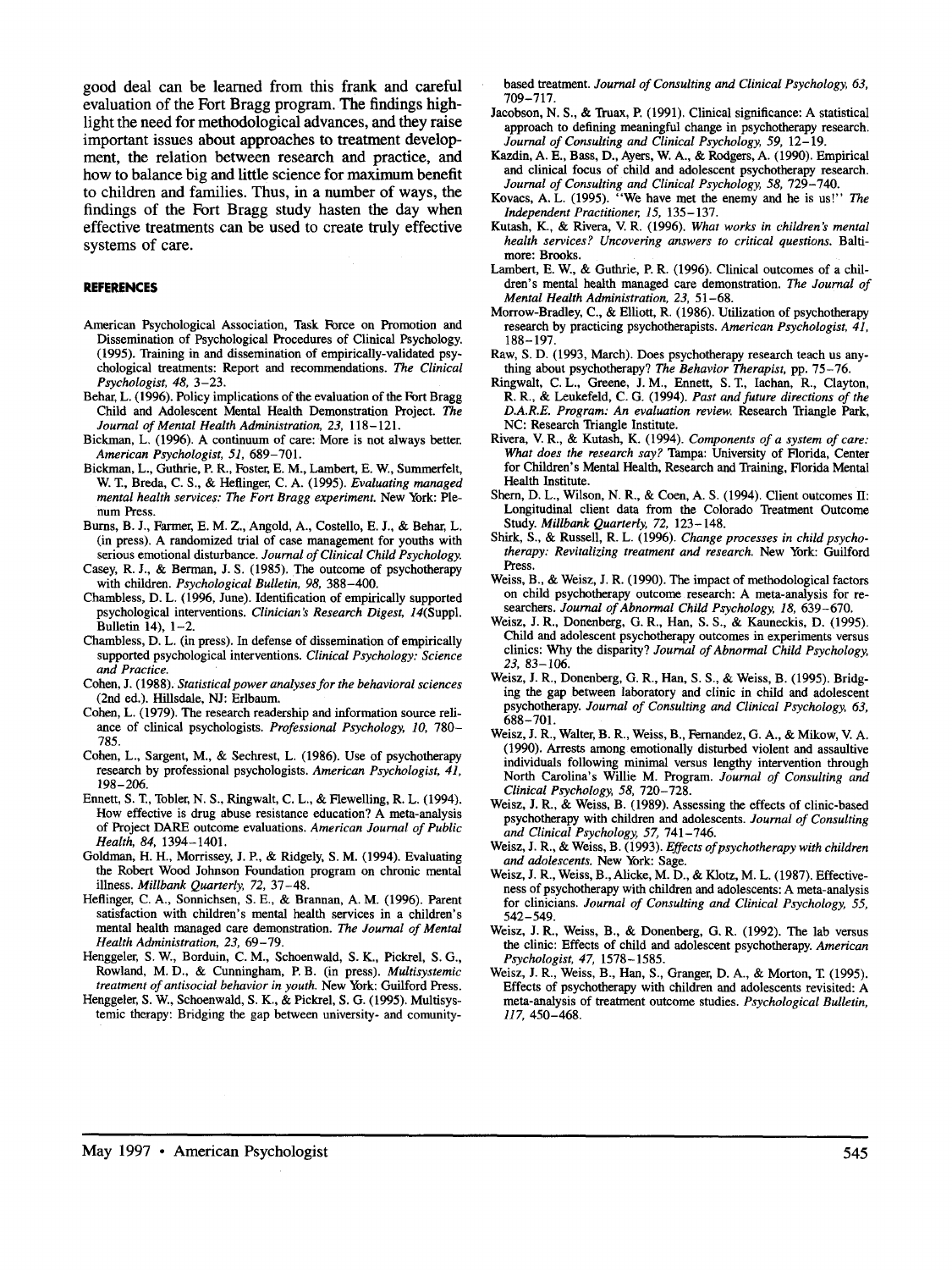good deal can be learned from this frank and careful evaluation of the Fort Bragg program. The findings highlight the need for methodological advances, and they raise important issues about approaches to treatment development, the relation between research and practice, and how to balance big and little science for maximum benefit to children and families. Thus, in a number of ways, the findings of the Fort Bragg study hasten the day when effective treatments can be used to create truly effective systems of care.

## REFERENCES

American Psychological Association, Task Force on Promotion and Dissemination of Psychological Procedures of Clinical Psychology. (1995). Training in and dissemination of empirically-validated psychological treatments: Report and recommendations. *The Clinical Psychologist, 48,* 3–23.

Behar, L. (1996). Policy implications of the evaluation of the Fort Bragg Child and Adolescent Mental Health Demonstration Project. *The Journal of Mental Health Administration, 23,* 118–121.

Bickman, L. (1996). A continuum of care: More is not always better. *American Psychologist, 51,* 689–701.

Bickman, L., Guthrie, P. R., Foster, E. M., Lambert, E. W., Summerfelt, W. T., Breda, C. S., & Heflinger, C. A. (1995). *Evaluating managed mental health services: The Fort Bragg experiment.* New York: Plenum Press.

Burns, B. J., Farmer, E. M. Z., Angold, A., Costello, E. J., & Behar, L. (in press). A randomized trial of case management for youths with serious emotional disturbance. *Journal of Clinical Child Psychology.*

Casey, R. J., & Berman, J. S. (1985). The outcome of psychotherapy with children. *Psychological Bulletin, 98,* 388–400.

Chambless, D. L. (1996, June). Identification of empirically supported psychological interventions. *Clinician's Research Digest, 14*(Suppl. Bulletin 14), 1–2.

Chambless, D. L. (in press). In defense of dissemination of empirically supported psychological interventions. *Clinical Psychology: Science and Practice.*

Cohen, J. (1988). *Statistical power analyses for the behavioral sciences* (2nd ed.). Hillsdale, NJ: Erlbaum.

Cohen, L. (1979). The research readership and information source reliance of clinical psychologists. *Professional Psychology, 10,* 780–785.

Cohen, L., Sargent, M., & Sechrest, L. (1986). Use of psychotherapy research by professional psychologists. *American Psychologist, 41,* 198–206.

Ennett, S. T., Tobler, N. S., Ringwalt, C. L., & Flewelling, R. L. (1994). How effective is drug abuse resistance education? A meta-analysis of Project DARE outcome evaluations. *American Journal of Public Health, 84,* 1394–1401.

Goldman, H. H., Morrissey, J. P., & Ridgely, S. M. (1994). Evaluating the Robert Wood Johnson Foundation program on chronic mental illness. *Millbank Quarterly, 72,* 37–48.

Heflinger, C. A., Sonnichsen, S. E., & Brannan, A. M. (1996). Parent satisfaction with children's mental health services in a children's mental health managed care demonstration. *The Journal of Mental Health Administration, 23,* 69–79.

Henggeler, S. W., Borduin, C. M., Schoenwald, S. K., Pickrel, S. G., Rowland, M. D., & Cunningham, P. B. (in press). *Multisystemic treatment of antisocial behavior in youth.* New York: Guilford Press.

Henggeler, S. W., Schoenwald, S. K., & Pickrel, S. G. (1995). Multisystemic therapy: Bridging the gap between university- and comunity-based treatment. *Journal of Consulting and Clinical Psychology, 63,* 709–717.

Jacobson, N. S., & Truax, P. (1991). Clinical significance: A statistical approach to defining meaningful change in psychotherapy research. *Journal of Consulting and Clinical Psychology, 59,* 12–19.

Kazdin, A. E., Bass, D., Ayers, W. A., & Rodgers, A. (1990). Empirical and clinical focus of child and adolescent psychotherapy research. *Journal of Consulting and Clinical Psychology, 58,* 729–740.

Kovacs, A. L. (1995). "We have met the enemy and he is us!" *The Independent Practitioner, 15,* 135–137.

Kutash, K., & Rivera, V. R. (1996). *What works in children's mental health services? Uncovering answers to critical questions.* Baltimore: Brooks.

Lambert, E. W., & Guthrie, P. R. (1996). Clinical outcomes of a children's mental health managed care demonstration. *The Journal of Mental Health Administration, 23,* 51–68.

Morrow-Bradley, C., & Elliott, R. (1986). Utilization of psychotherapy research by practicing psychotherapists. *American Psychologist, 41,* 188–197.

Raw, S. D. (1993, March). Does psychotherapy research teach us anything about psychotherapy? *The Behavior Therapist,* pp. 75–76.

Ringwalt, C. L., Greene, J. M., Ennett, S. T., Iachan, R., Clayton, R. R., & Leukefeld, C. G. (1994). *Past and future directions of the D.A.R.E. Program: An evaluation review.* Research Triangle Park, NC: Research Triangle Institute.

Rivera, V. R., & Kutash, K. (1994). *Components of a system of care: What does the research say?* Tampa: University of Florida, Center for Children's Mental Health, Research and Training, Florida Mental Health Institute.

Shern, D. L., Wilson, N. R., & Coen, A. S. (1994). Client outcomes II: Longitudinal client data from the Colorado Treatment Outcome Study. *Millbank Quarterly, 72,* 123–148.

Shirk, S., & Russell, R. L. (1996). *Change processes in child psychotherapy: Revitalizing treatment and research.* New York: Guilford Press.

Weiss, B., & Weisz, J. R. (1990). The impact of methodological factors on child psychotherapy outcome research: A meta-analysis for researchers. *Journal of Abnormal Child Psychology, 18,* 639–670.

Weisz, J. R., Donenberg, G. R., Han, S. S., & Kauneckis, D. (1995). Child and adolescent psychotherapy outcomes in experiments versus clinics: Why the disparity? *Journal of Abnormal Child Psychology, 23,* 83–106.

Weisz, J. R., Donenberg, G. R., Han, S. S., & Weiss, B. (1995). Bridging the gap between laboratory and clinic in child and adolescent psychotherapy. *Journal of Consulting and Clinical Psychology, 63,* 688–701.

Weisz, J. R., Walter, B. R., Weiss, B., Fernandez, G. A., & Mikow, V. A. (1990). Arrests among emotionally disturbed violent and assaultive individuals following minimal versus lengthy intervention through North Carolina's Willie M. Program. *Journal of Consulting and Clinical Psychology, 58,* 720–728.

Weisz, J. R., & Weiss, B. (1989). Assessing the effects of clinic-based psychotherapy with children and adolescents. *Journal of Consulting and Clinical Psychology, 57,* 741–746.

Weisz, J. R., & Weiss, B. (1993). *Effects of psychotherapy with children and adolescents.* New York: Sage.

Weisz, J. R., Weiss, B., Alicke, M. D., & Klotz, M. L. (1987). Effectiveness of psychotherapy with children and adolescents: A meta-analysis for clinicians. *Journal of Consulting and Clinical Psychology, 55,* 542–549.

Weisz, J. R., Weiss, B., & Donenberg, G. R. (1992). The lab versus the clinic: Effects of child and adolescent psychotherapy. *American Psychologist, 47,* 1578–1585.

Weisz, J. R., Weiss, B., Han, S. S., Granger, D. A., & Morton, T. (1995). Effects of psychotherapy with children and adolescents revisited: A meta-analysis of treatment outcome studies. *Psychological Bulletin, 117,* 450–468.